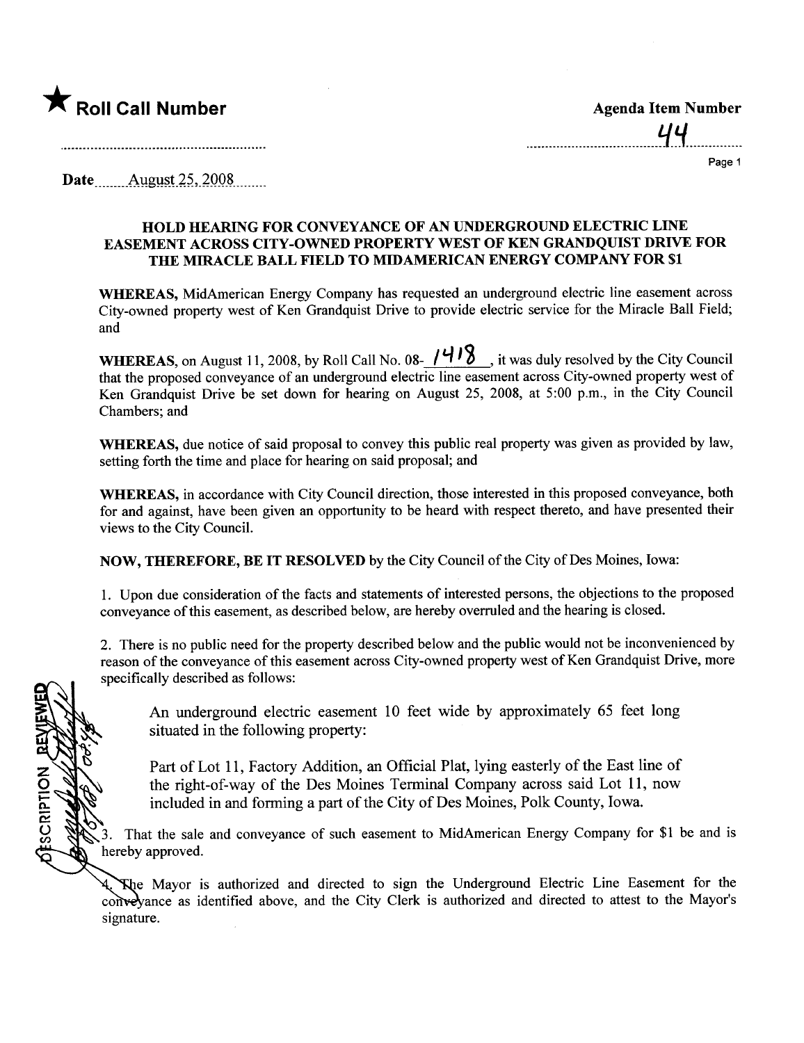★ **Roll Call Number**

**Agenda Item Number**

44

Date August 25, 2008

### HOLD HEARING FOR CONVEYANCE OF AN UNDERGROUND ELECTRIC LINE EASEMENT ACROSS CITY-OWNED PROPERTY WEST OF KEN GRANDQUIST DRIVE FOR THE MIRACLE BALL FIELD TO MIDAMERICAN ENERGY COMPANY FOR $1

**WHEREAS,** MidAmerican Energy Company has requested an underground electric line easement across City-owned property west of Ken Grandquist Drive to provide electric service for the Miracle Ball Field; and

**WHEREAS,** on August 11, 2008, by Roll Call No. 08-1418, it was duly resolved by the City Council that the proposed conveyance of an underground electric line easement across City-owned property west of Ken Grandquist Drive be set down for hearing on August 25, 2008, at 5:00 p.m., in the City Council Chambers; and

**WHEREAS,** due notice of said proposal to convey this public real property was given as provided by law, setting forth the time and place for hearing on said proposal; and

**WHEREAS,** in accordance with City Council direction, those interested in this proposed conveyance, both for and against, have been given an opportunity to be heard with respect thereto, and have presented their views to the City Council.

**NOW, THEREFORE, BE IT RESOLVED** by the City Council of the City of Des Moines, Iowa:

1. Upon due consideration of the facts and statements of interested persons, the objections to the proposed conveyance of this easement, as described below, are hereby overruled and the hearing is closed.

2. There is no public need for the property described below and the public would not be inconvenienced by reason of the conveyance of this easement across City-owned property west of Ken Grandquist Drive, more specifically described as follows:

> An underground electric easement 10 feet wide by approximately 65 feet long situated in the following property:
>
> Part of Lot 11, Factory Addition, an Official Plat, lying easterly of the East line of the right-of-way of the Des Moines Terminal Company across said Lot 11, now included in and forming a part of the City of Des Moines, Polk County, Iowa.

3. That the sale and conveyance of such easement to MidAmerican Energy Company for $1 be and is hereby approved.

4. The Mayor is authorized and directed to sign the Underground Electric Line Easement for the conveyance as identified above, and the City Clerk is authorized and directed to attest to the Mayor's signature.

DESCRIPTION REVIEWED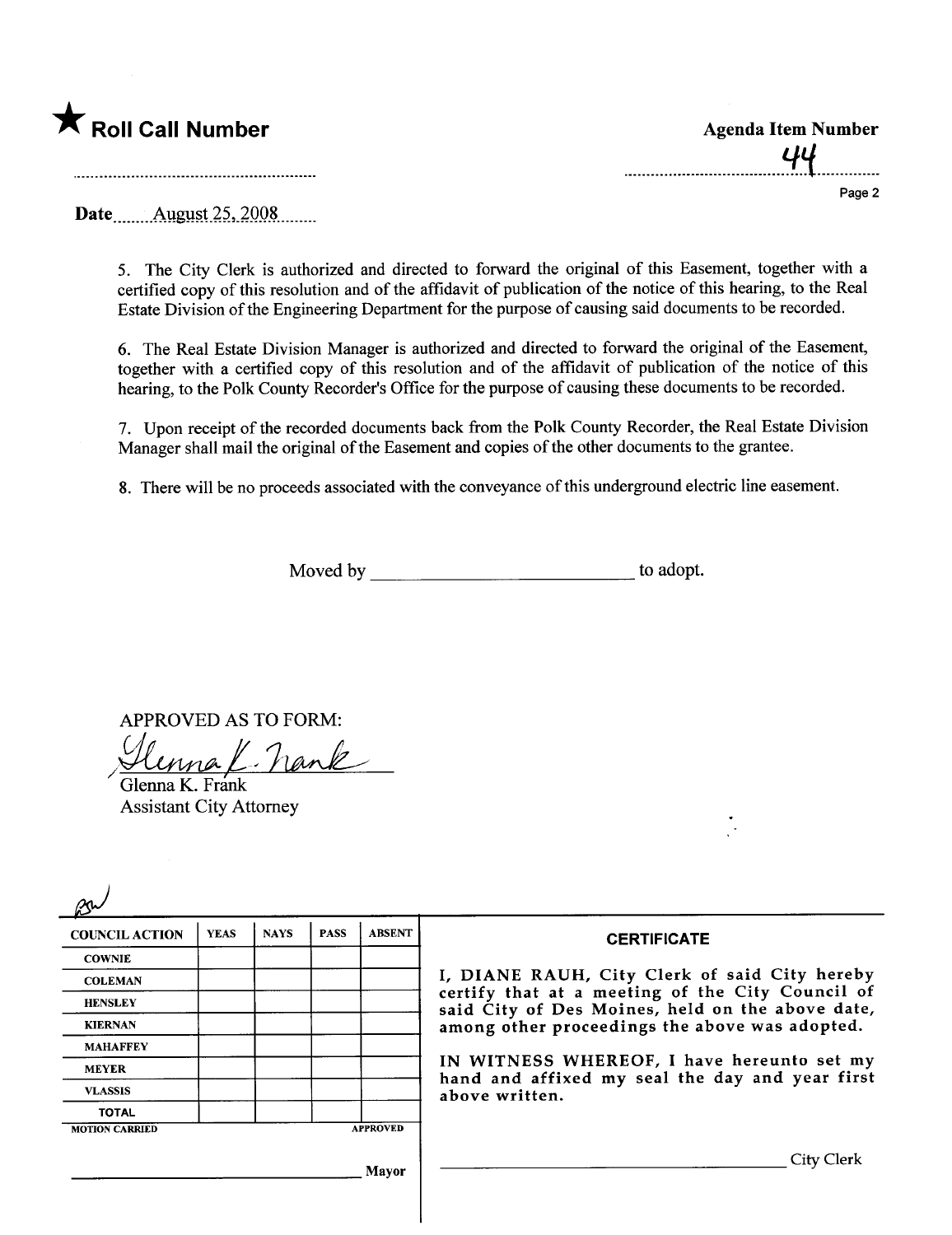★ **Roll Call Number**

**Agenda Item Number**

44

Date August 25, 2008

5. The City Clerk is authorized and directed to forward the original of this Easement, together with a certified copy of this resolution and of the affidavit of publication of the notice of this hearing, to the Real Estate Division of the Engineering Department for the purpose of causing said documents to be recorded.

6. The Real Estate Division Manager is authorized and directed to forward the original of the Easement, together with a certified copy of this resolution and of the affidavit of publication of the notice of this hearing, to the Polk County Recorder's Office for the purpose of causing these documents to be recorded.

7. Upon receipt of the recorded documents back from the Polk County Recorder, the Real Estate Division Manager shall mail the original of the Easement and copies of the other documents to the grantee.

8. There will be no proceeds associated with the conveyance of this underground electric line easement.

Moved by ____________________________ to adopt.

APPROVED AS TO FORM:

Glenna K. Frank
Glenna K. Frank
Assistant City Attorney

| COUNCIL ACTION | YEAS | NAYS | PASS | ABSENT |
|---|---|---|---|---|
| COWNIE | | | | |
| COLEMAN | | | | |
| HENSLEY | | | | |
| KIERNAN | | | | |
| MAHAFFEY | | | | |
| MEYER | | | | |
| VLASSIS | | | | |
| TOTAL | | | | |

MOTION CARRIED APPROVED

____________________________ Mayor

**CERTIFICATE**

I, DIANE RAUH, City Clerk of said City hereby certify that at a meeting of the City Council of said City of Des Moines, held on the above date, among other proceedings the above was adopted.

IN WITNESS WHEREOF, I have hereunto set my hand and affixed my seal the day and year first above written.

____________________________ City Clerk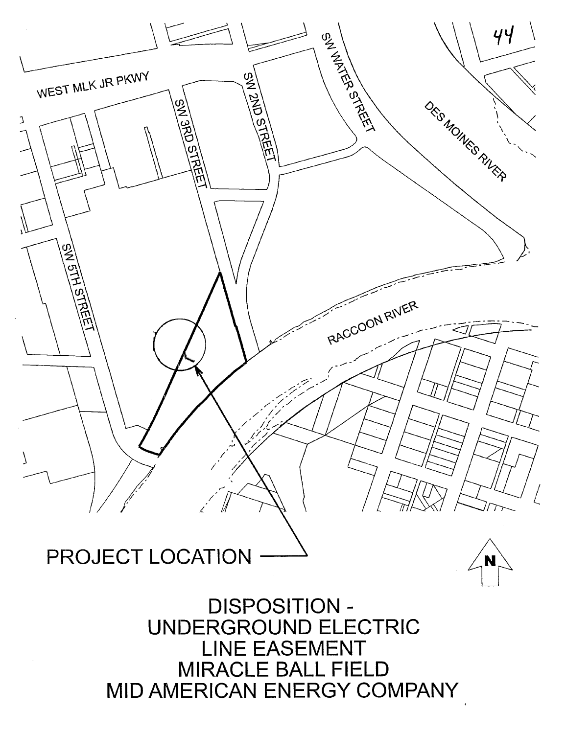44

WEST MLK JR PKWY

SW 3RD STREET

SW 2ND STREET

SW WATER STREET

DES MOINES RIVER

SW 5TH STREET

RACCOON RIVER

PROJECT LOCATION

N

DISPOSITION -
UNDERGROUND ELECTRIC
LINE EASEMENT
MIRACLE BALL FIELD
MID AMERICAN ENERGY COMPANY